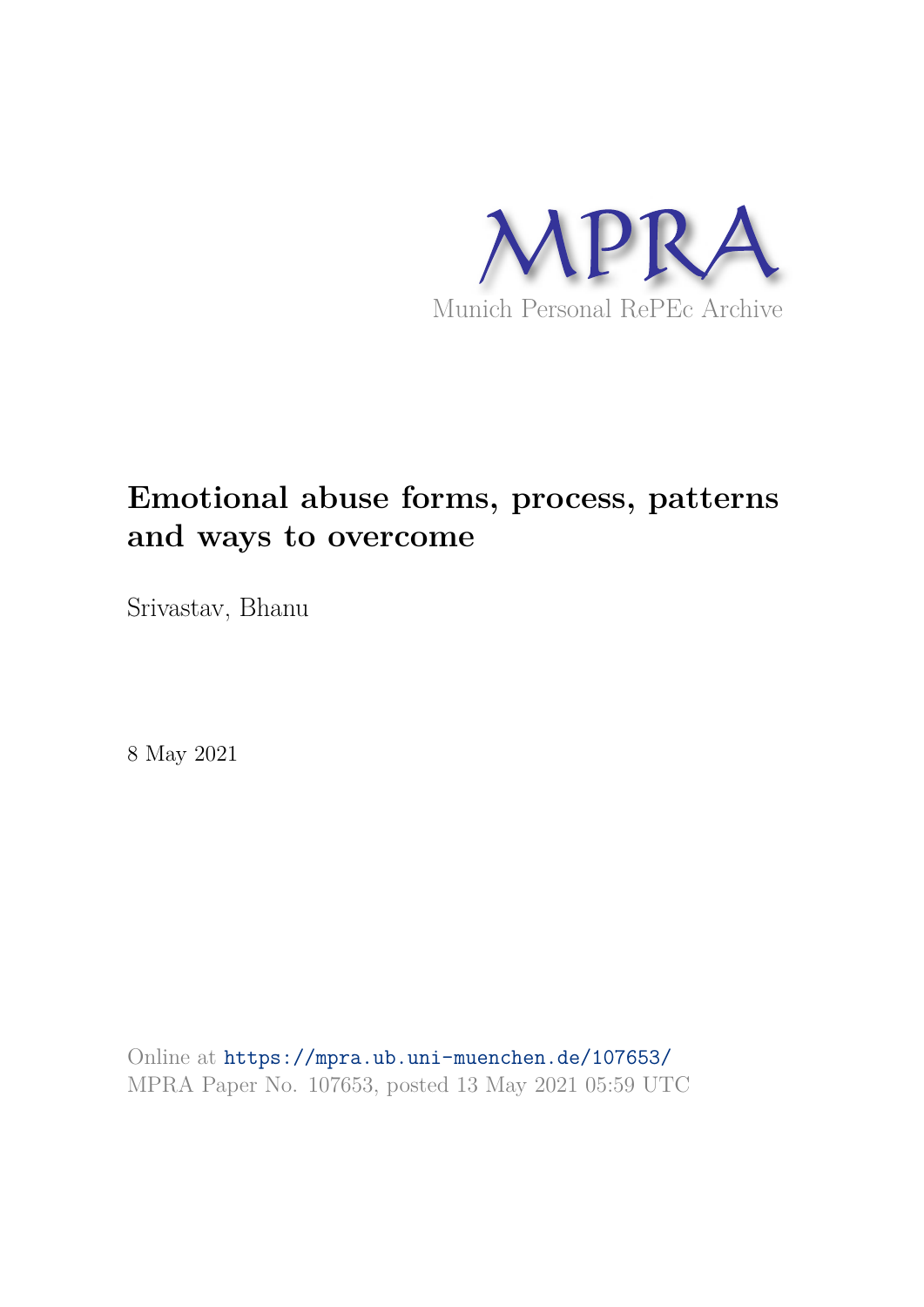MPRA

Munich Personal RePEc Archive

# Emotional abuse forms, process, patterns and ways to overcome

Srivastav, Bhanu

8 May 2021

Online at https://mpra.ub.uni-muenchen.de/107653/
MPRA Paper No. 107653, posted 13 May 2021 05:59 UTC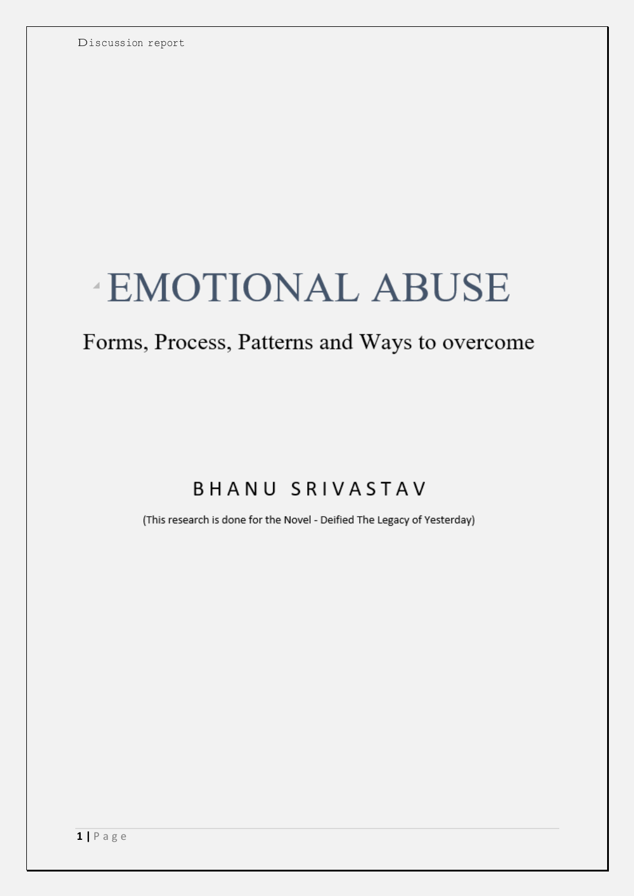# EMOTIONAL ABUSE

## Forms, Process, Patterns and Ways to overcome

BHANU SRIVASTAV

(This research is done for the Novel - Deified The Legacy of Yesterday)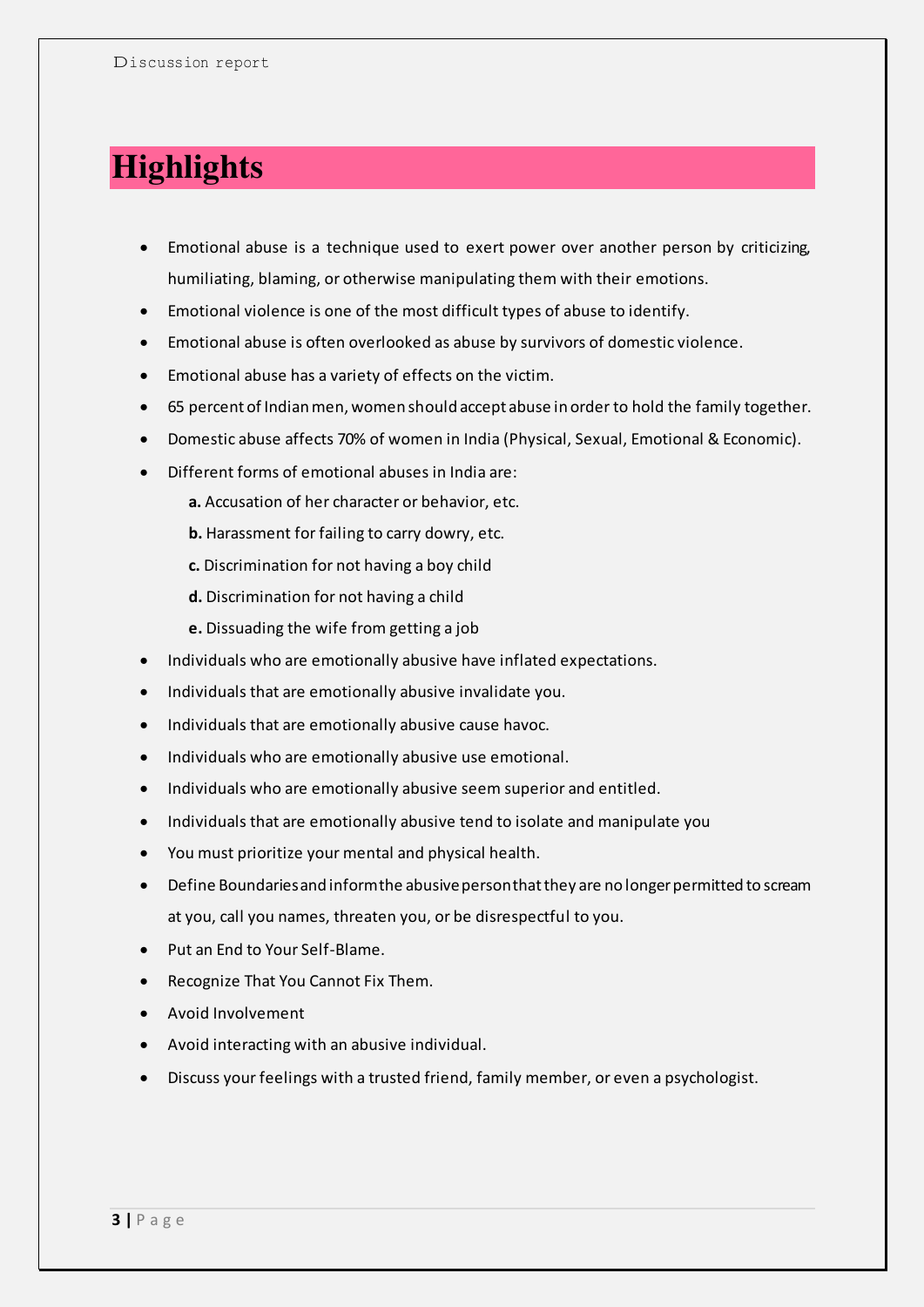# Highlights

- Emotional abuse is a technique used to exert power over another person by criticizing, humiliating, blaming, or otherwise manipulating them with their emotions.
- Emotional violence is one of the most difficult types of abuse to identify.
- Emotional abuse is often overlooked as abuse by survivors of domestic violence.
- Emotional abuse has a variety of effects on the victim.
- 65 percent of Indian men, women should accept abuse in order to hold the family together.
- Domestic abuse affects 70% of women in India (Physical, Sexual, Emotional & Economic).
- Different forms of emotional abuses in India are:
  - **a.** Accusation of her character or behavior, etc.
  - **b.** Harassment for failing to carry dowry, etc.
  - **c.** Discrimination for not having a boy child
  - **d.** Discrimination for not having a child
  - **e.** Dissuading the wife from getting a job
- Individuals who are emotionally abusive have inflated expectations.
- Individuals that are emotionally abusive invalidate you.
- Individuals that are emotionally abusive cause havoc.
- Individuals who are emotionally abusive use emotional.
- Individuals who are emotionally abusive seem superior and entitled.
- Individuals that are emotionally abusive tend to isolate and manipulate you
- You must prioritize your mental and physical health.
- Define Boundaries and inform the abusive person that they are no longer permitted to scream at you, call you names, threaten you, or be disrespectful to you.
- Put an End to Your Self-Blame.
- Recognize That You Cannot Fix Them.
- Avoid Involvement
- Avoid interacting with an abusive individual.
- Discuss your feelings with a trusted friend, family member, or even a psychologist.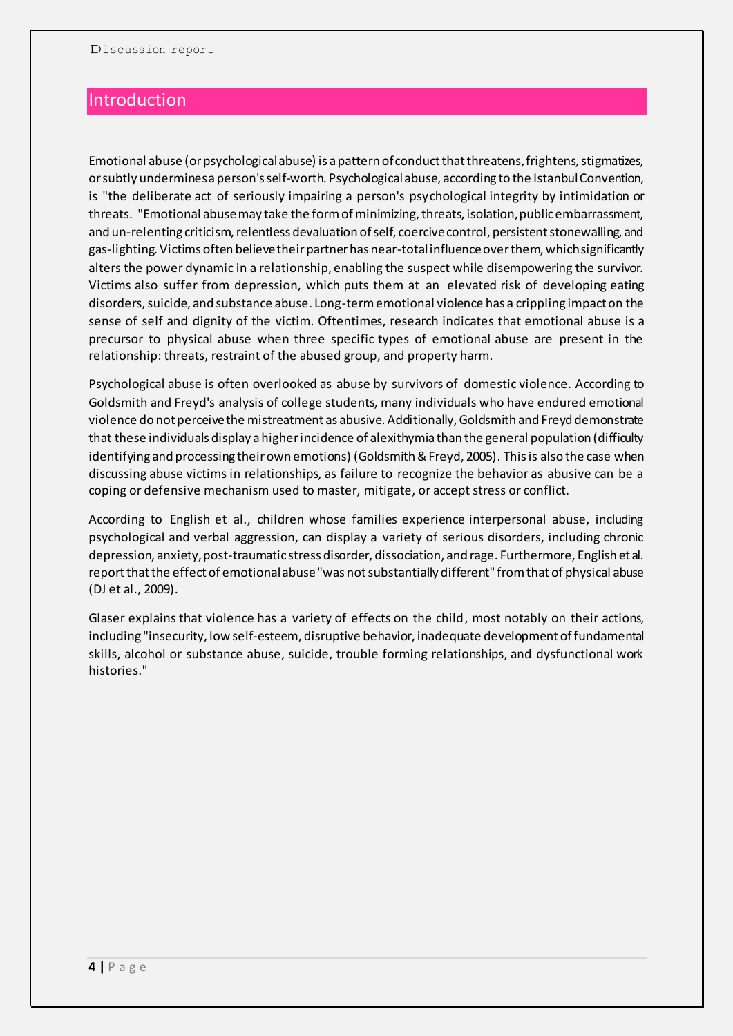## Introduction

Emotional abuse (or psychological abuse) is a pattern of conduct that threatens, frightens, stigmatizes, or subtly undermines a person's self-worth. Psychological abuse, according to the Istanbul Convention, is "the deliberate act of seriously impairing a person's psychological integrity by intimidation or threats. "Emotional abuse may take the form of minimizing, threats, isolation, public embarrassment, and un-relenting criticism, relentless devaluation of self, coercive control, persistent stonewalling, and gas-lighting. Victims often believe their partner has near-total influence over them, which significantly alters the power dynamic in a relationship, enabling the suspect while disempowering the survivor. Victims also suffer from depression, which puts them at an elevated risk of developing eating disorders, suicide, and substance abuse. Long-term emotional violence has a crippling impact on the sense of self and dignity of the victim. Oftentimes, research indicates that emotional abuse is a precursor to physical abuse when three specific types of emotional abuse are present in the relationship: threats, restraint of the abused group, and property harm.

Psychological abuse is often overlooked as abuse by survivors of domestic violence. According to Goldsmith and Freyd's analysis of college students, many individuals who have endured emotional violence do not perceive the mistreatment as abusive. Additionally, Goldsmith and Freyd demonstrate that these individuals display a higher incidence of alexithymia than the general population (difficulty identifying and processing their own emotions) (Goldsmith & Freyd, 2005). This is also the case when discussing abuse victims in relationships, as failure to recognize the behavior as abusive can be a coping or defensive mechanism used to master, mitigate, or accept stress or conflict.

According to English et al., children whose families experience interpersonal abuse, including psychological and verbal aggression, can display a variety of serious disorders, including chronic depression, anxiety, post-traumatic stress disorder, dissociation, and rage. Furthermore, English et al. report that the effect of emotional abuse "was not substantially different" from that of physical abuse (DJ et al., 2009).

Glaser explains that violence has a variety of effects on the child, most notably on their actions, including "insecurity, low self-esteem, disruptive behavior, inadequate development of fundamental skills, alcohol or substance abuse, suicide, trouble forming relationships, and dysfunctional work histories."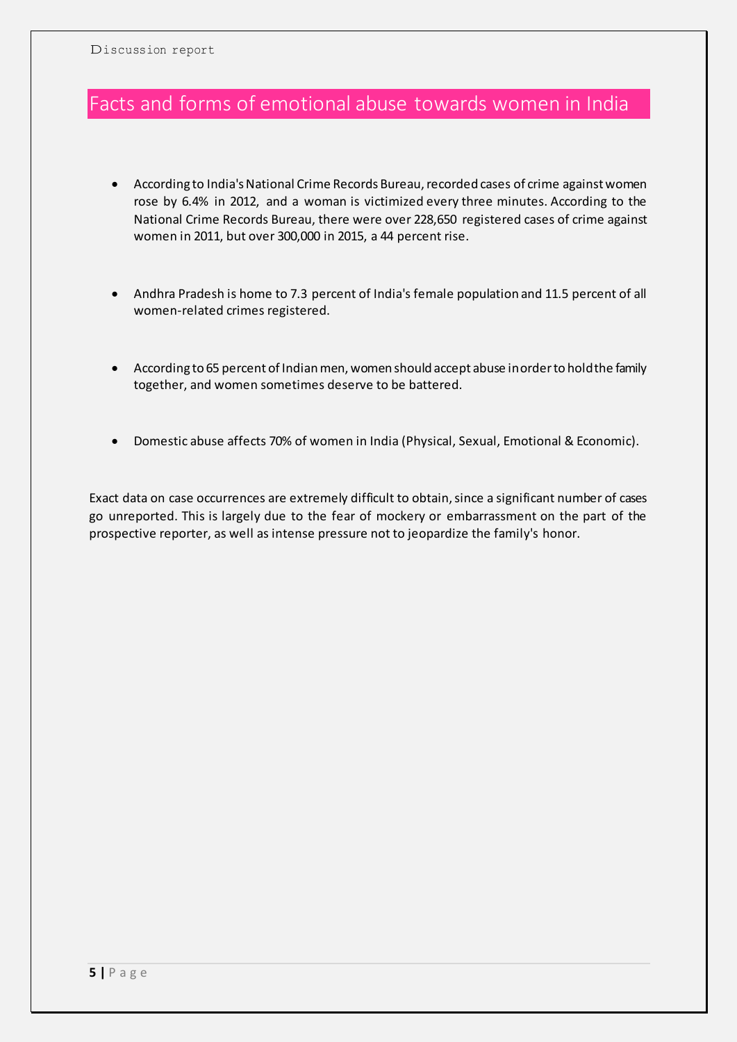## Facts and forms of emotional abuse towards women in India

- According to India's National Crime Records Bureau, recorded cases of crime against women rose by 6.4% in 2012, and a woman is victimized every three minutes. According to the National Crime Records Bureau, there were over 228,650 registered cases of crime against women in 2011, but over 300,000 in 2015, a 44 percent rise.

- Andhra Pradesh is home to 7.3 percent of India's female population and 11.5 percent of all women-related crimes registered.

- According to 65 percent of Indian men, women should accept abuse in order to hold the family together, and women sometimes deserve to be battered.

- Domestic abuse affects 70% of women in India (Physical, Sexual, Emotional & Economic).

Exact data on case occurrences are extremely difficult to obtain, since a significant number of cases go unreported. This is largely due to the fear of mockery or embarrassment on the part of the prospective reporter, as well as intense pressure not to jeopardize the family's honor.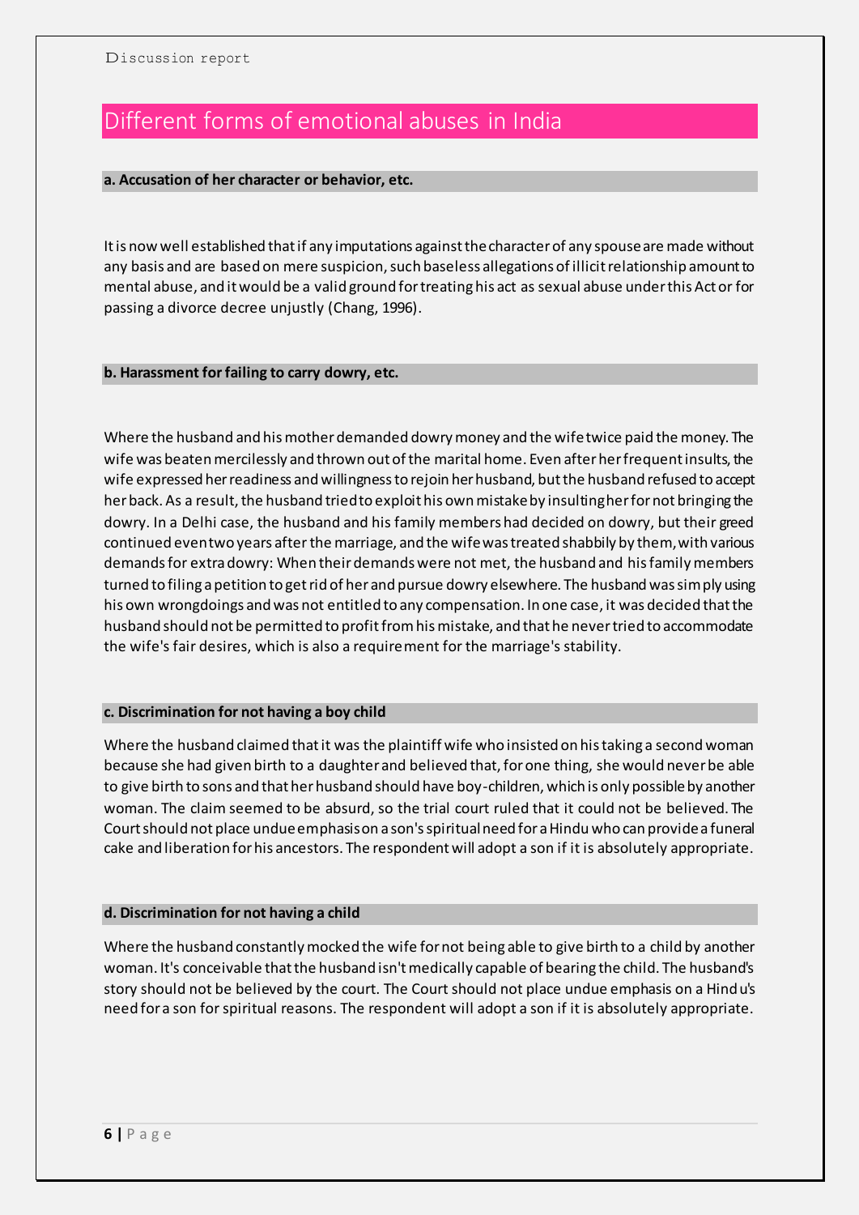## Different forms of emotional abuses in India

### a. Accusation of her character or behavior, etc.

It is now well established that if any imputations against the character of any spouse are made without any basis and are based on mere suspicion, such baseless allegations of illicit relationship amount to mental abuse, and it would be a valid ground for treating his act as sexual abuse under this Act or for passing a divorce decree unjustly (Chang, 1996).

### b. Harassment for failing to carry dowry, etc.

Where the husband and his mother demanded dowry money and the wife twice paid the money. The wife was beaten mercilessly and thrown out of the marital home. Even after her frequent insults, the wife expressed her readiness and willingness to rejoin her husband, but the husband refused to accept her back. As a result, the husband tried to exploit his own mistake by insulting her for not bringing the dowry. In a Delhi case, the husband and his family members had decided on dowry, but their greed continued even two years after the marriage, and the wife was treated shabbily by them, with various demands for extra dowry: When their demands were not met, the husband and his family members turned to filing a petition to get rid of her and pursue dowry elsewhere. The husband was simply using his own wrongdoings and was not entitled to any compensation. In one case, it was decided that the husband should not be permitted to profit from his mistake, and that he never tried to accommodate the wife's fair desires, which is also a requirement for the marriage's stability.

### c. Discrimination for not having a boy child

Where the husband claimed that it was the plaintiff wife who insisted on his taking a second woman because she had given birth to a daughter and believed that, for one thing, she would never be able to give birth to sons and that her husband should have boy-children, which is only possible by another woman. The claim seemed to be absurd, so the trial court ruled that it could not be believed. The Court should not place undue emphasis on a son's spiritual need for a Hindu who can provide a funeral cake and liberation for his ancestors. The respondent will adopt a son if it is absolutely appropriate.

### d. Discrimination for not having a child

Where the husband constantly mocked the wife for not being able to give birth to a child by another woman. It's conceivable that the husband isn't medically capable of bearing the child. The husband's story should not be believed by the court. The Court should not place undue emphasis on a Hindu's need for a son for spiritual reasons. The respondent will adopt a son if it is absolutely appropriate.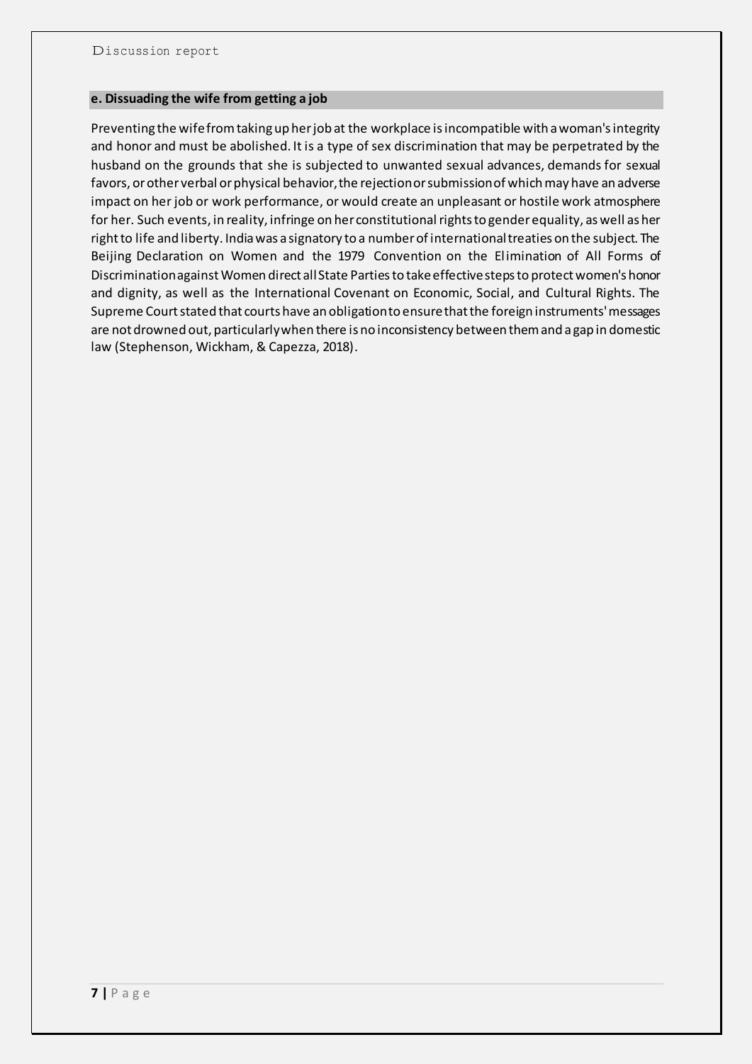## e. Dissuading the wife from getting a job

Preventing the wife from taking up her job at the workplace is incompatible with a woman's integrity and honor and must be abolished. It is a type of sex discrimination that may be perpetrated by the husband on the grounds that she is subjected to unwanted sexual advances, demands for sexual favors, or other verbal or physical behavior, the rejection or submission of which may have an adverse impact on her job or work performance, or would create an unpleasant or hostile work atmosphere for her. Such events, in reality, infringe on her constitutional rights to gender equality, as well as her right to life and liberty. India was a signatory to a number of international treaties on the subject. The Beijing Declaration on Women and the 1979 Convention on the Elimination of All Forms of Discrimination against Women direct all State Parties to take effective steps to protect women's honor and dignity, as well as the International Covenant on Economic, Social, and Cultural Rights. The Supreme Court stated that courts have an obligation to ensure that the foreign instruments' messages are not drowned out, particularly when there is no inconsistency between them and a gap in domestic law (Stephenson, Wickham, & Capezza, 2018).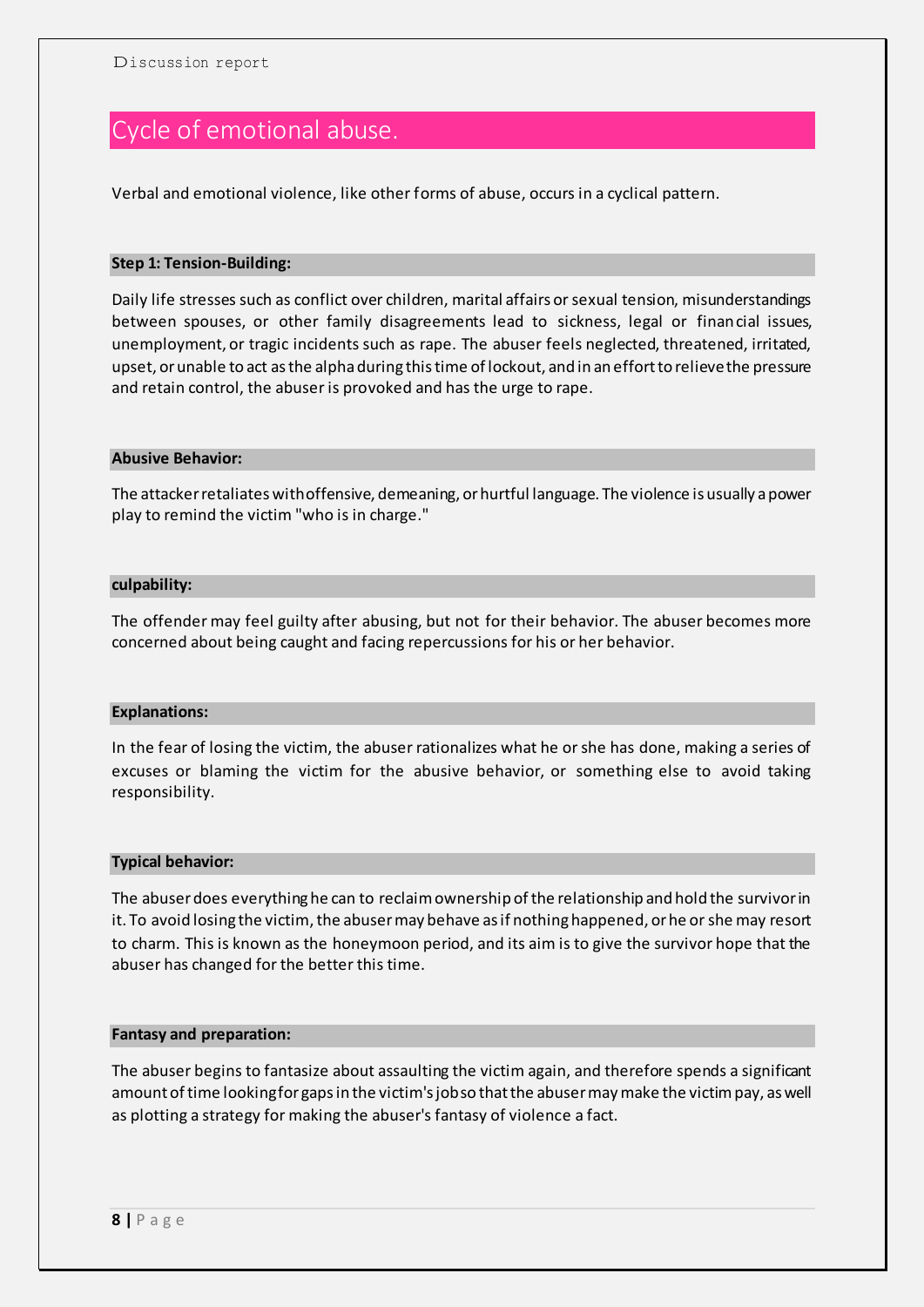## Cycle of emotional abuse.

Verbal and emotional violence, like other forms of abuse, occurs in a cyclical pattern.

### Step 1: Tension-Building:

Daily life stresses such as conflict over children, marital affairs or sexual tension, misunderstandings between spouses, or other family disagreements lead to sickness, legal or financial issues, unemployment, or tragic incidents such as rape. The abuser feels neglected, threatened, irritated, upset, or unable to act as the alpha during this time of lockout, and in an effort to relieve the pressure and retain control, the abuser is provoked and has the urge to rape.

### Abusive Behavior:

The attacker retaliates with offensive, demeaning, or hurtful language. The violence is usually a power play to remind the victim "who is in charge."

### culpability:

The offender may feel guilty after abusing, but not for their behavior. The abuser becomes more concerned about being caught and facing repercussions for his or her behavior.

### Explanations:

In the fear of losing the victim, the abuser rationalizes what he or she has done, making a series of excuses or blaming the victim for the abusive behavior, or something else to avoid taking responsibility.

### Typical behavior:

The abuser does everything he can to reclaim ownership of the relationship and hold the survivor in it. To avoid losing the victim, the abuser may behave as if nothing happened, or he or she may resort to charm. This is known as the honeymoon period, and its aim is to give the survivor hope that the abuser has changed for the better this time.

### Fantasy and preparation:

The abuser begins to fantasize about assaulting the victim again, and therefore spends a significant amount of time looking for gaps in the victim's job so that the abuser may make the victim pay, as well as plotting a strategy for making the abuser's fantasy of violence a fact.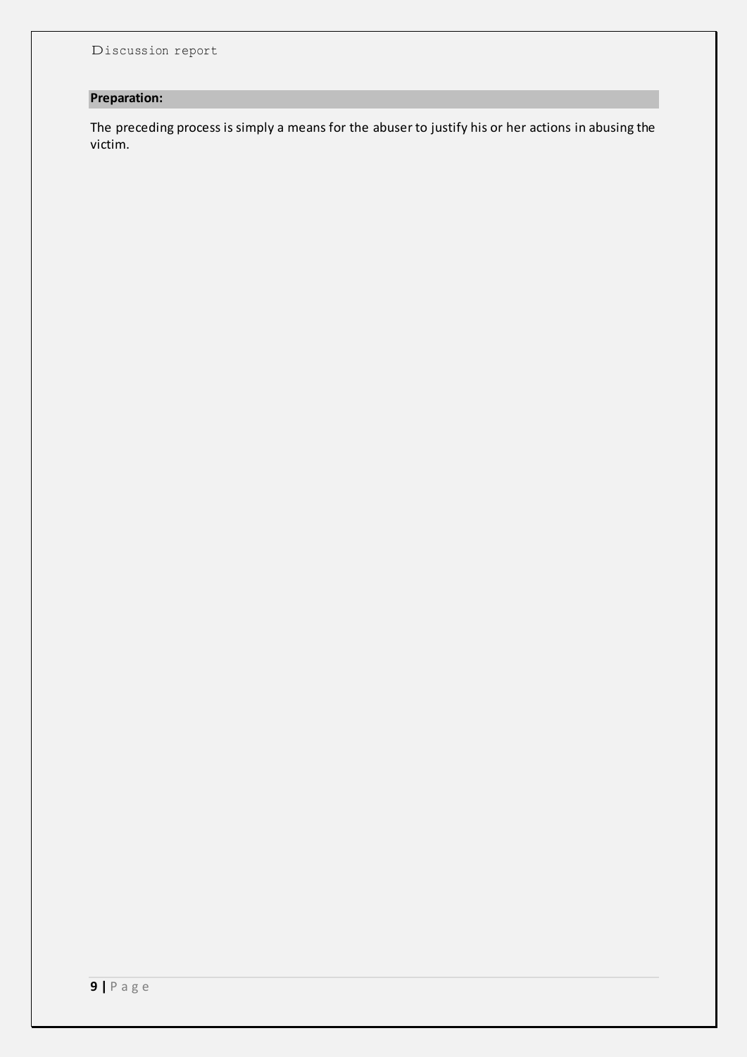**Preparation:**

The preceding process is simply a means for the abuser to justify his or her actions in abusing the victim.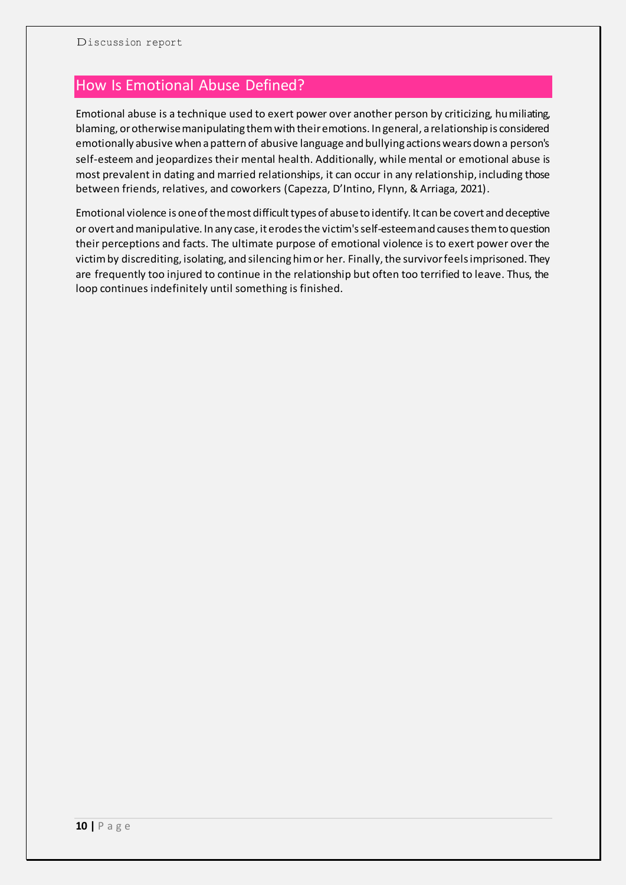## How Is Emotional Abuse Defined?

Emotional abuse is a technique used to exert power over another person by criticizing, humiliating, blaming, or otherwise manipulating them with their emotions. In general, a relationship is considered emotionally abusive when a pattern of abusive language and bullying actions wears down a person's self-esteem and jeopardizes their mental health. Additionally, while mental or emotional abuse is most prevalent in dating and married relationships, it can occur in any relationship, including those between friends, relatives, and coworkers (Capezza, D'Intino, Flynn, & Arriaga, 2021).

Emotional violence is one of the most difficult types of abuse to identify. It can be covert and deceptive or overt and manipulative. In any case, it erodes the victim's self-esteem and causes them to question their perceptions and facts. The ultimate purpose of emotional violence is to exert power over the victim by discrediting, isolating, and silencing him or her. Finally, the survivor feels imprisoned. They are frequently too injured to continue in the relationship but often too terrified to leave. Thus, the loop continues indefinitely until something is finished.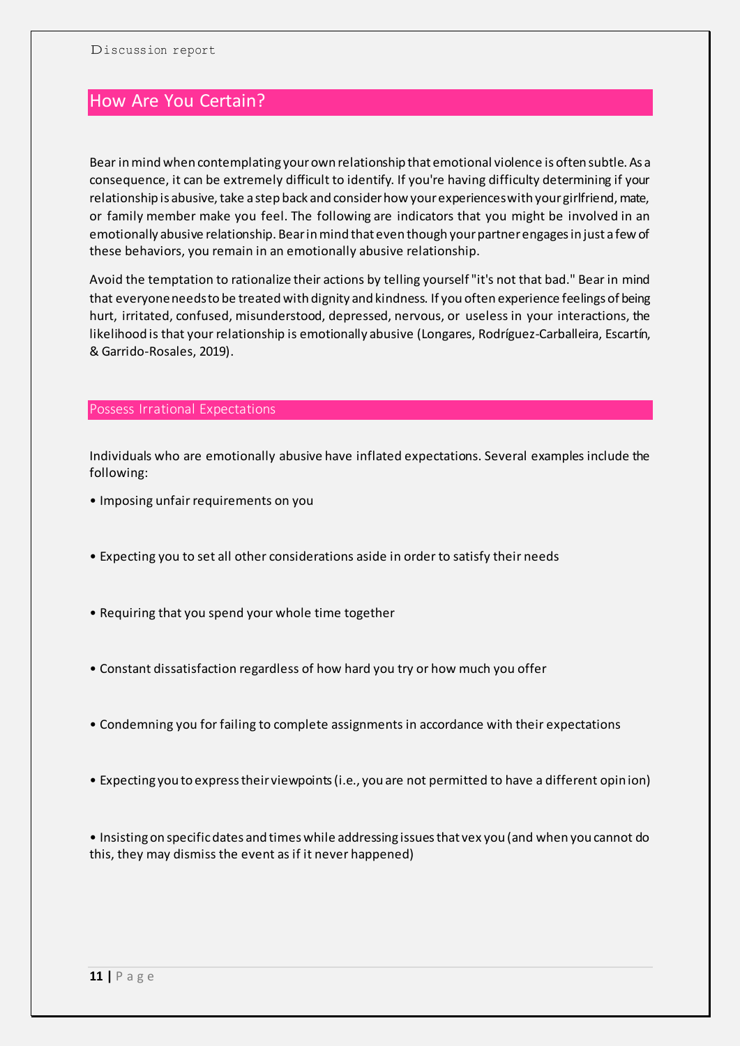## How Are You Certain?

Bear in mind when contemplating your own relationship that emotional violence is often subtle. As a consequence, it can be extremely difficult to identify. If you're having difficulty determining if your relationship is abusive, take a step back and consider how your experiences with your girlfriend, mate, or family member make you feel. The following are indicators that you might be involved in an emotionally abusive relationship. Bear in mind that even though your partner engages in just a few of these behaviors, you remain in an emotionally abusive relationship.

Avoid the temptation to rationalize their actions by telling yourself "it's not that bad." Bear in mind that everyone needs to be treated with dignity and kindness. If you often experience feelings of being hurt, irritated, confused, misunderstood, depressed, nervous, or useless in your interactions, the likelihood is that your relationship is emotionally abusive (Longares, Rodríguez-Carballeira, Escartín, & Garrido-Rosales, 2019).

### Possess Irrational Expectations

Individuals who are emotionally abusive have inflated expectations. Several examples include the following:

- Imposing unfair requirements on you
- Expecting you to set all other considerations aside in order to satisfy their needs
- Requiring that you spend your whole time together
- Constant dissatisfaction regardless of how hard you try or how much you offer
- Condemning you for failing to complete assignments in accordance with their expectations
- Expecting you to express their viewpoints (i.e., you are not permitted to have a different opinion)
- Insisting on specific dates and times while addressing issues that vex you (and when you cannot do this, they may dismiss the event as if it never happened)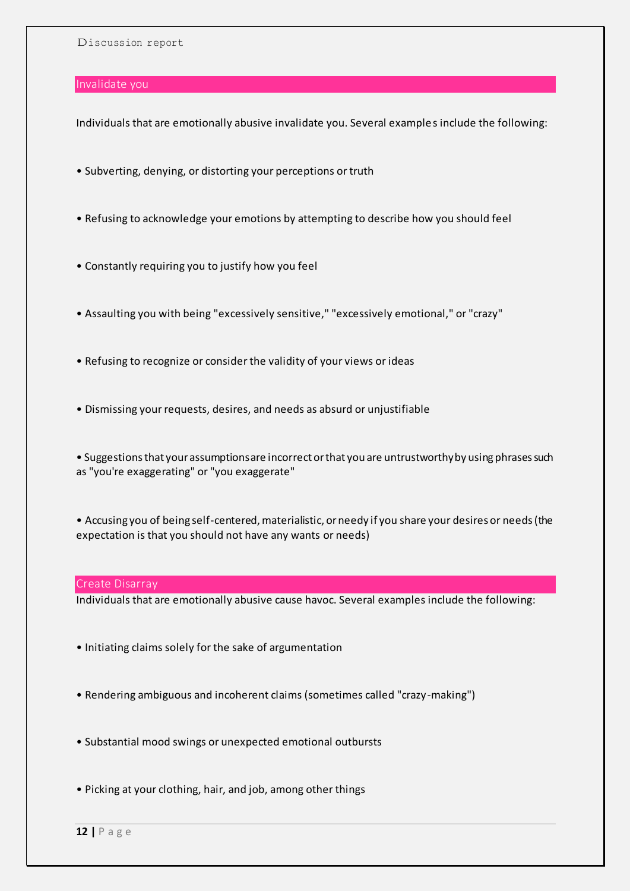## Invalidate you

Individuals that are emotionally abusive invalidate you. Several examples include the following:

- Subverting, denying, or distorting your perceptions or truth
- Refusing to acknowledge your emotions by attempting to describe how you should feel
- Constantly requiring you to justify how you feel
- Assaulting you with being "excessively sensitive," "excessively emotional," or "crazy"
- Refusing to recognize or consider the validity of your views or ideas
- Dismissing your requests, desires, and needs as absurd or unjustifiable
- Suggestions that your assumptions are incorrect or that you are untrustworthy by using phrases such as "you're exaggerating" or "you exaggerate"
- Accusing you of being self-centered, materialistic, or needy if you share your desires or needs (the expectation is that you should not have any wants or needs)

## Create Disarray

Individuals that are emotionally abusive cause havoc. Several examples include the following:

- Initiating claims solely for the sake of argumentation
- Rendering ambiguous and incoherent claims (sometimes called "crazy-making")
- Substantial mood swings or unexpected emotional outbursts
- Picking at your clothing, hair, and job, among other things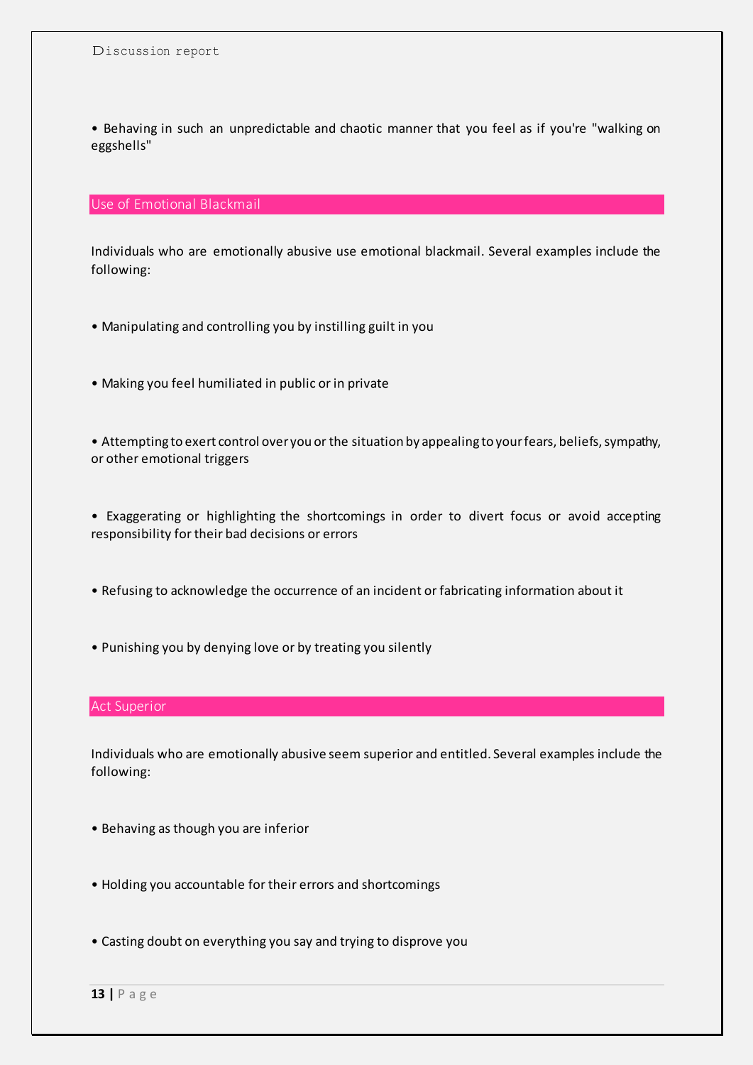- Behaving in such an unpredictable and chaotic manner that you feel as if you're "walking on eggshells"

## Use of Emotional Blackmail

Individuals who are emotionally abusive use emotional blackmail. Several examples include the following:

- Manipulating and controlling you by instilling guilt in you

- Making you feel humiliated in public or in private

- Attempting to exert control over you or the situation by appealing to your fears, beliefs, sympathy, or other emotional triggers

- Exaggerating or highlighting the shortcomings in order to divert focus or avoid accepting responsibility for their bad decisions or errors

- Refusing to acknowledge the occurrence of an incident or fabricating information about it

- Punishing you by denying love or by treating you silently

## Act Superior

Individuals who are emotionally abusive seem superior and entitled. Several examples include the following:

- Behaving as though you are inferior

- Holding you accountable for their errors and shortcomings

- Casting doubt on everything you say and trying to disprove you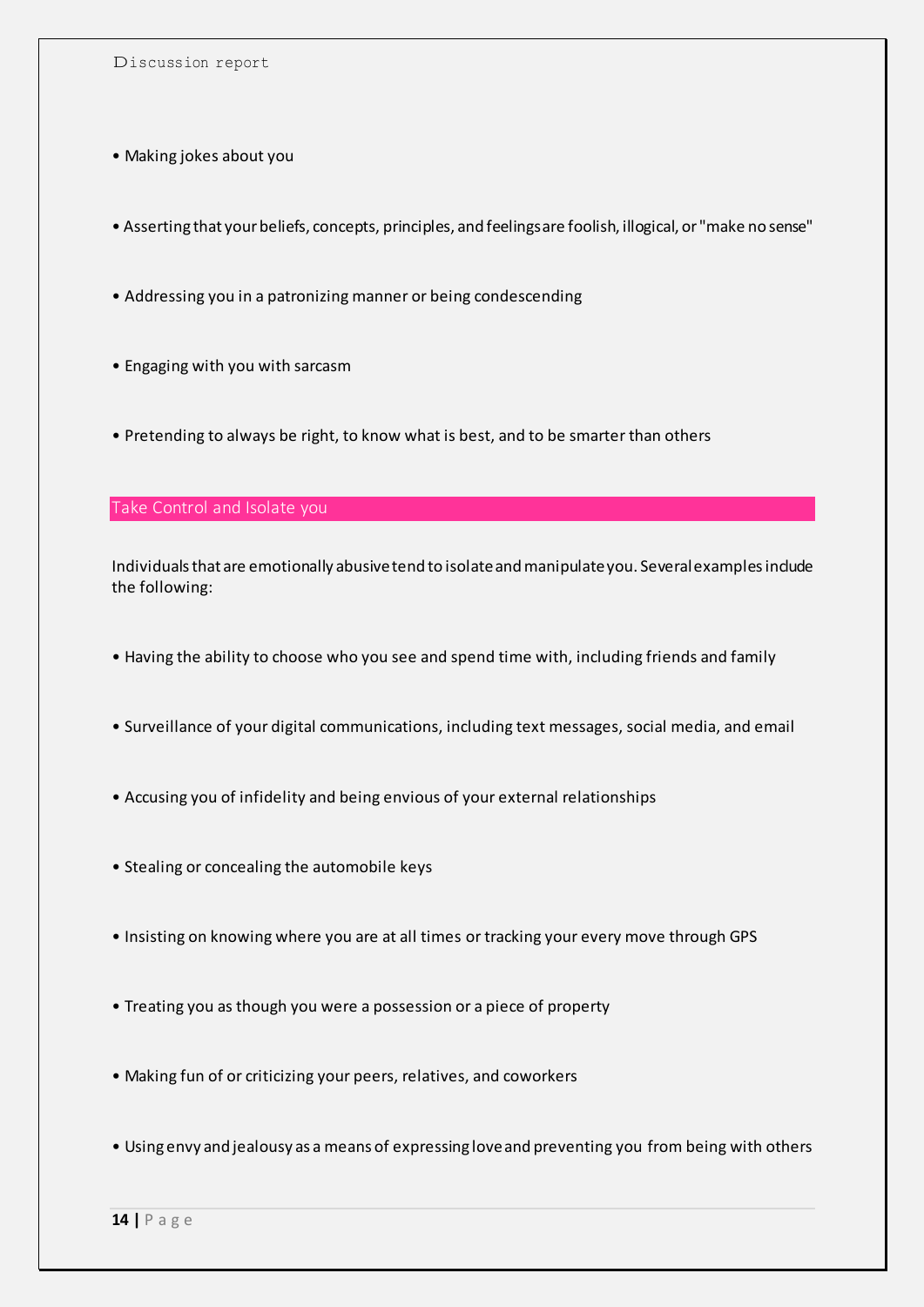- Making jokes about you
- Asserting that your beliefs, concepts, principles, and feelings are foolish, illogical, or "make no sense"
- Addressing you in a patronizing manner or being condescending
- Engaging with you with sarcasm
- Pretending to always be right, to know what is best, and to be smarter than others

## Take Control and Isolate you

Individuals that are emotionally abusive tend to isolate and manipulate you. Several examples include the following:

- Having the ability to choose who you see and spend time with, including friends and family
- Surveillance of your digital communications, including text messages, social media, and email
- Accusing you of infidelity and being envious of your external relationships
- Stealing or concealing the automobile keys
- Insisting on knowing where you are at all times or tracking your every move through GPS
- Treating you as though you were a possession or a piece of property
- Making fun of or criticizing your peers, relatives, and coworkers
- Using envy and jealousy as a means of expressing love and preventing you from being with others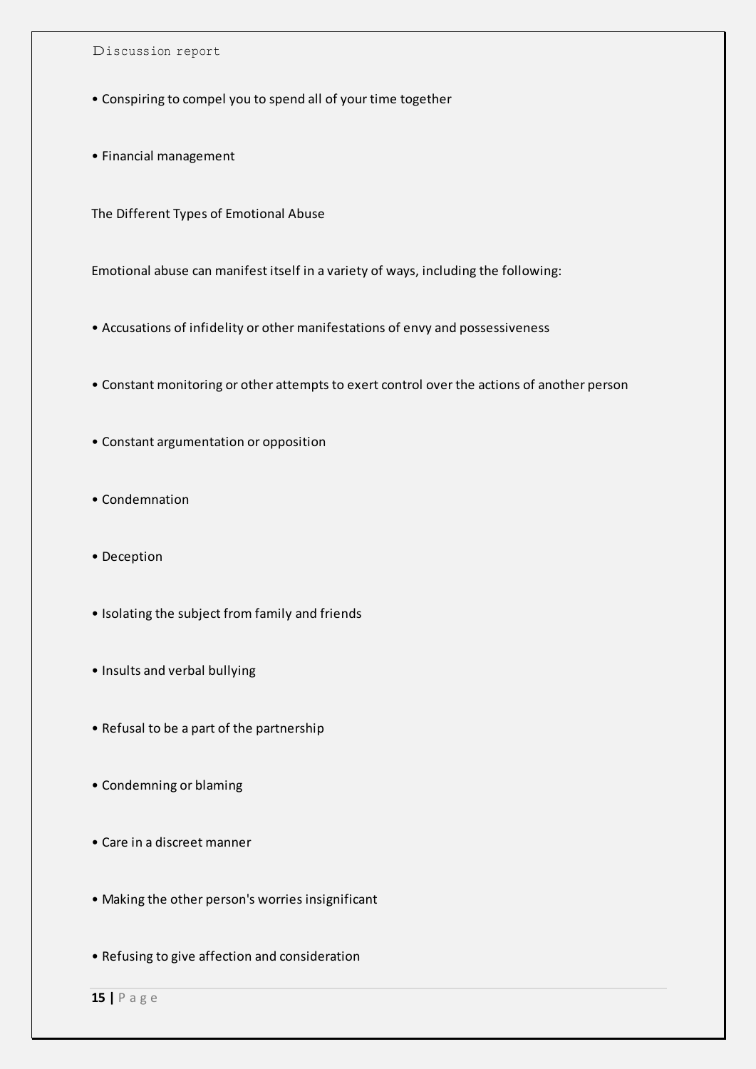- Conspiring to compel you to spend all of your time together
- Financial management

The Different Types of Emotional Abuse

Emotional abuse can manifest itself in a variety of ways, including the following:

- Accusations of infidelity or other manifestations of envy and possessiveness
- Constant monitoring or other attempts to exert control over the actions of another person
- Constant argumentation or opposition
- Condemnation
- Deception
- Isolating the subject from family and friends
- Insults and verbal bullying
- Refusal to be a part of the partnership
- Condemning or blaming
- Care in a discreet manner
- Making the other person's worries insignificant
- Refusing to give affection and consideration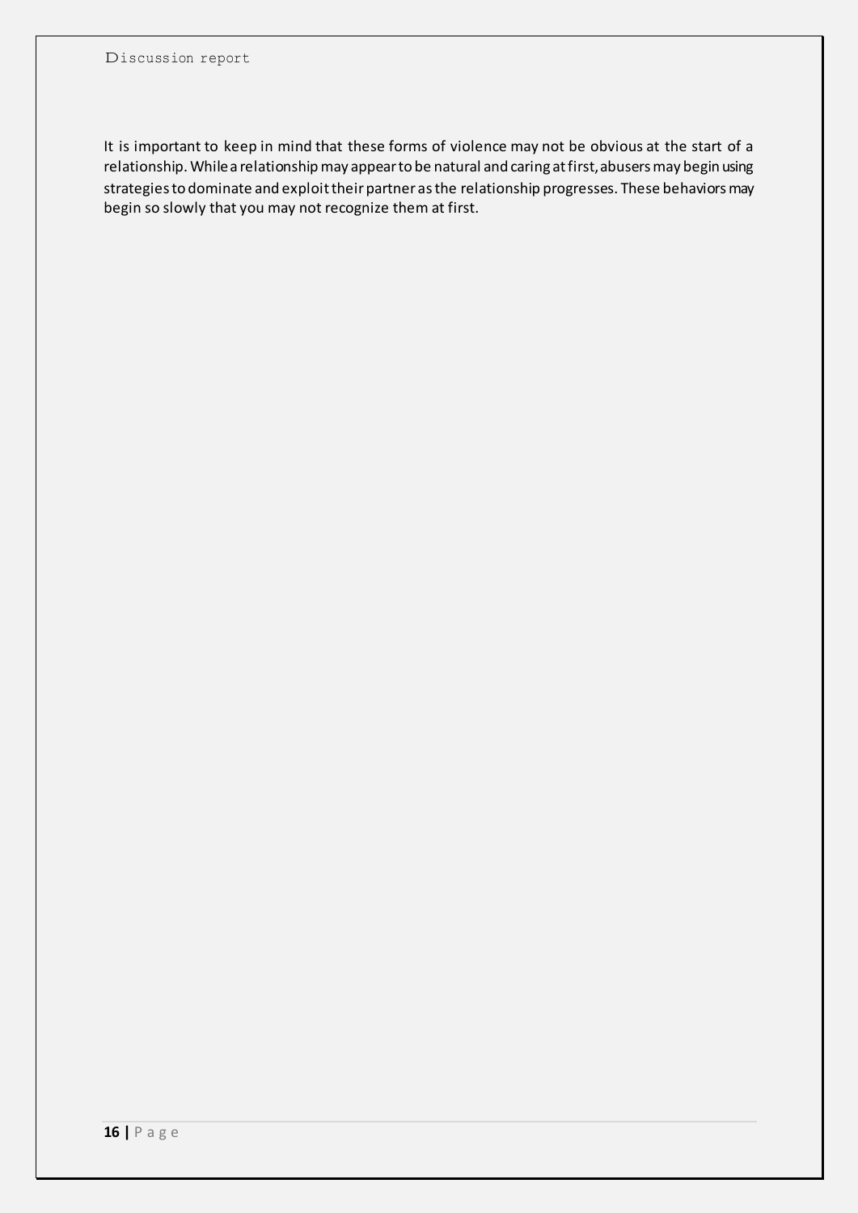It is important to keep in mind that these forms of violence may not be obvious at the start of a relationship. While a relationship may appear to be natural and caring at first, abusers may begin using strategies to dominate and exploit their partner as the relationship progresses. These behaviors may begin so slowly that you may not recognize them at first.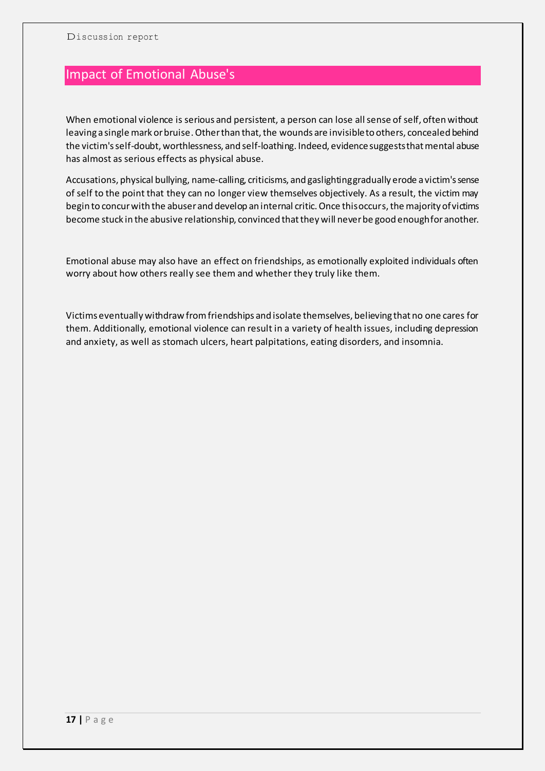## Impact of Emotional Abuse's

When emotional violence is serious and persistent, a person can lose all sense of self, often without leaving a single mark or bruise. Other than that, the wounds are invisible to others, concealed behind the victim's self-doubt, worthlessness, and self-loathing. Indeed, evidence suggests that mental abuse has almost as serious effects as physical abuse.

Accusations, physical bullying, name-calling, criticisms, and gaslighting gradually erode a victim's sense of self to the point that they can no longer view themselves objectively. As a result, the victim may begin to concur with the abuser and develop an internal critic. Once this occurs, the majority of victims become stuck in the abusive relationship, convinced that they will never be good enough for another.

Emotional abuse may also have an effect on friendships, as emotionally exploited individuals often worry about how others really see them and whether they truly like them.

Victims eventually withdraw from friendships and isolate themselves, believing that no one cares for them. Additionally, emotional violence can result in a variety of health issues, including depression and anxiety, as well as stomach ulcers, heart palpitations, eating disorders, and insomnia.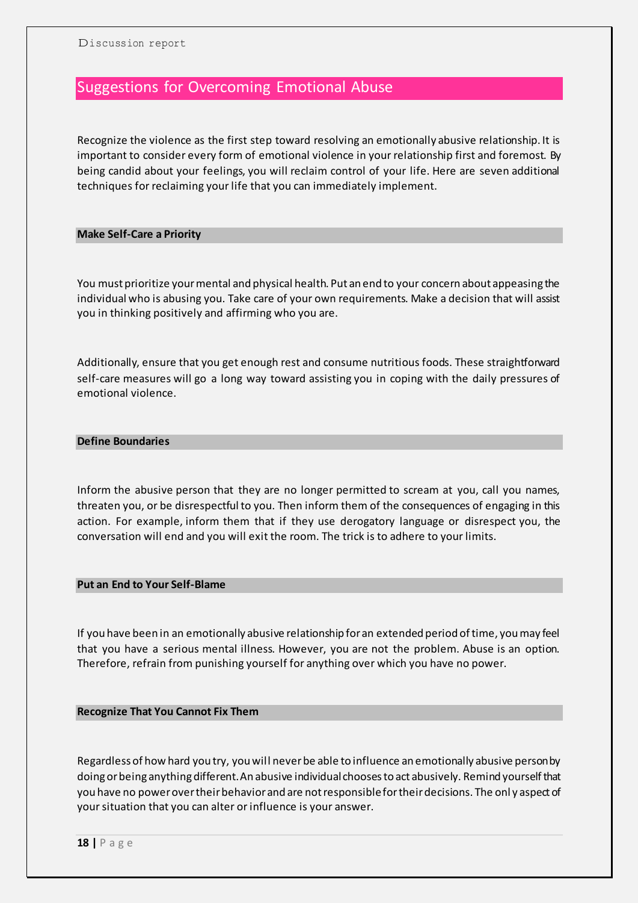## Suggestions for Overcoming Emotional Abuse

Recognize the violence as the first step toward resolving an emotionally abusive relationship. It is important to consider every form of emotional violence in your relationship first and foremost. By being candid about your feelings, you will reclaim control of your life. Here are seven additional techniques for reclaiming your life that you can immediately implement.

### Make Self-Care a Priority

You must prioritize your mental and physical health. Put an end to your concern about appeasing the individual who is abusing you. Take care of your own requirements. Make a decision that will assist you in thinking positively and affirming who you are.

Additionally, ensure that you get enough rest and consume nutritious foods. These straightforward self-care measures will go a long way toward assisting you in coping with the daily pressures of emotional violence.

### Define Boundaries

Inform the abusive person that they are no longer permitted to scream at you, call you names, threaten you, or be disrespectful to you. Then inform them of the consequences of engaging in this action. For example, inform them that if they use derogatory language or disrespect you, the conversation will end and you will exit the room. The trick is to adhere to your limits.

### Put an End to Your Self-Blame

If you have been in an emotionally abusive relationship for an extended period of time, you may feel that you have a serious mental illness. However, you are not the problem. Abuse is an option. Therefore, refrain from punishing yourself for anything over which you have no power.

### Recognize That You Cannot Fix Them

Regardless of how hard you try, you will never be able to influence an emotionally abusive person by doing or being anything different. An abusive individual chooses to act abusively. Remind yourself that you have no power over their behavior and are not responsible for their decisions. The onl y aspect of your situation that you can alter or influence is your answer.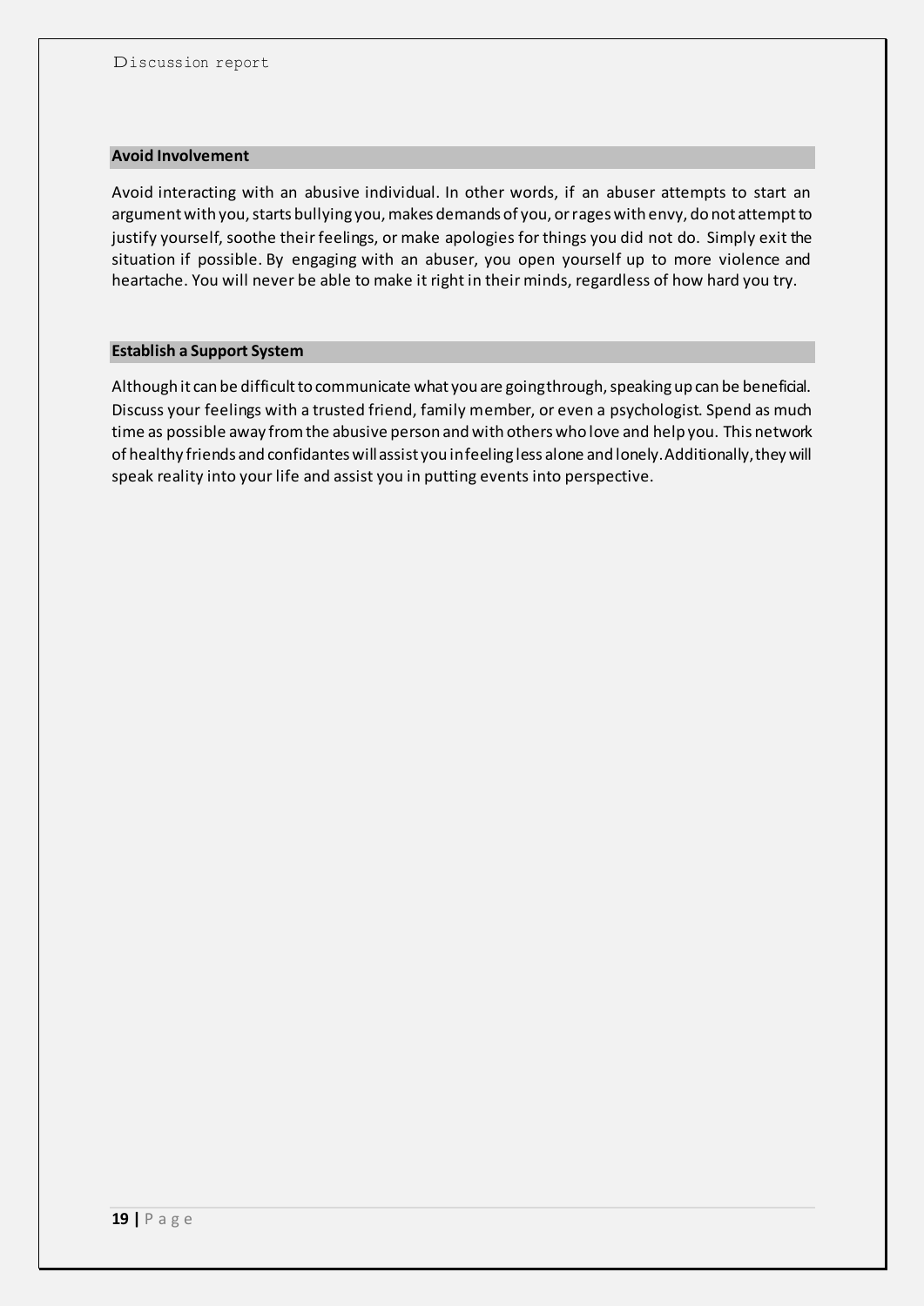### Avoid Involvement

Avoid interacting with an abusive individual. In other words, if an abuser attempts to start an argument with you, starts bullying you, makes demands of you, or rages with envy, do not attempt to justify yourself, soothe their feelings, or make apologies for things you did not do. Simply exit the situation if possible. By engaging with an abuser, you open yourself up to more violence and heartache. You will never be able to make it right in their minds, regardless of how hard you try.

### Establish a Support System

Although it can be difficult to communicate what you are going through, speaking up can be beneficial. Discuss your feelings with a trusted friend, family member, or even a psychologist. Spend as much time as possible away from the abusive person and with others who love and help you. This network of healthy friends and confidantes will assist you in feeling less alone and lonely. Additionally, they will speak reality into your life and assist you in putting events into perspective.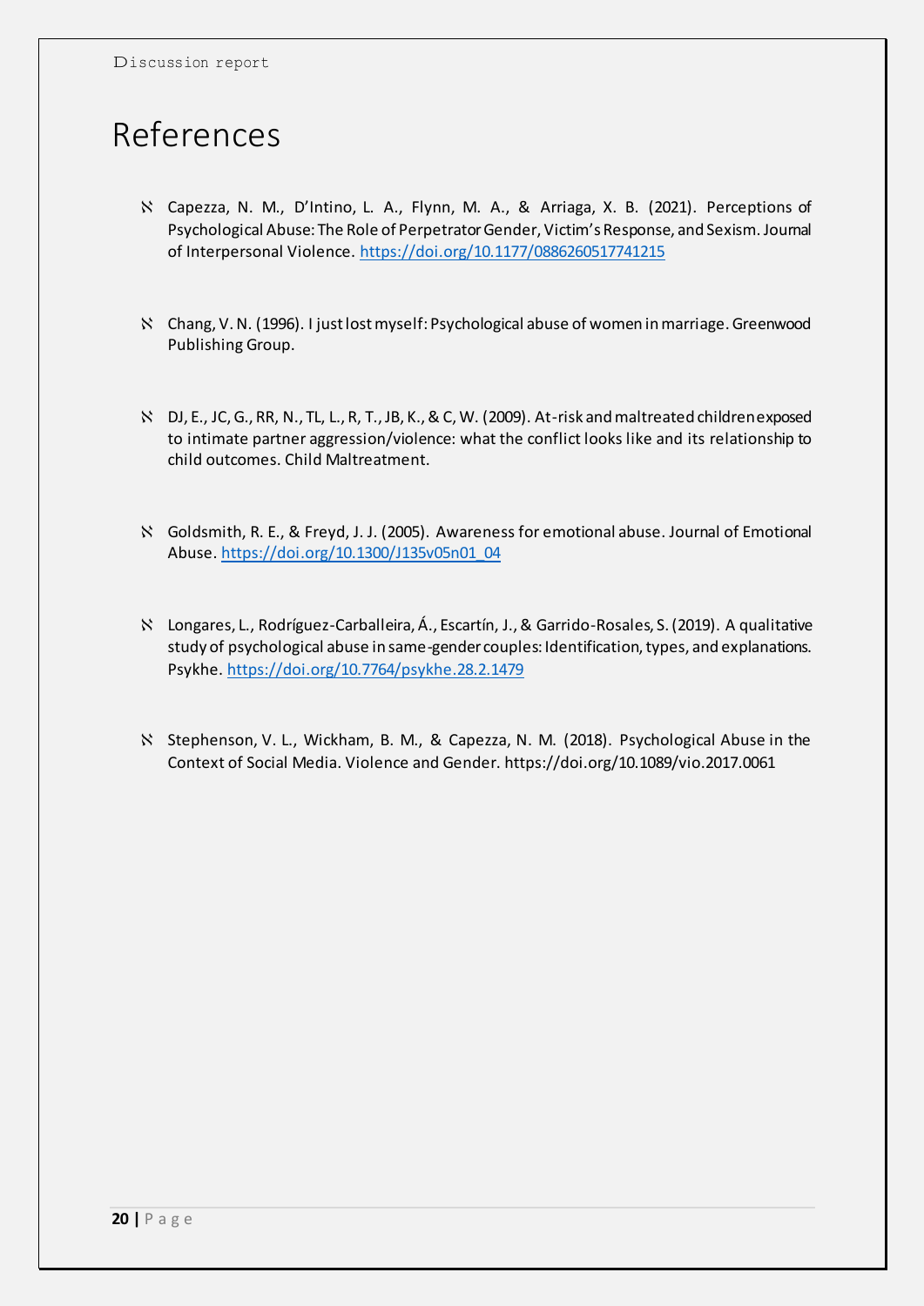# References

- Capezza, N. M., D'Intino, L. A., Flynn, M. A., & Arriaga, X. B. (2021). Perceptions of Psychological Abuse: The Role of Perpetrator Gender, Victim's Response, and Sexism. Journal of Interpersonal Violence. https://doi.org/10.1177/0886260517741215

- Chang, V. N. (1996). I just lost myself: Psychological abuse of women in marriage. Greenwood Publishing Group.

- DJ, E., JC, G., RR, N., TL, L., R, T., JB, K., & C, W. (2009). At-risk and maltreated children exposed to intimate partner aggression/violence: what the conflict looks like and its relationship to child outcomes. Child Maltreatment.

- Goldsmith, R. E., & Freyd, J. J. (2005). Awareness for emotional abuse. Journal of Emotional Abuse. https://doi.org/10.1300/J135v05n01_04

- Longares, L., Rodríguez-Carballeira, Á., Escartín, J., & Garrido-Rosales, S. (2019). A qualitative study of psychological abuse in same-gender couples: Identification, types, and explanations. Psykhe. https://doi.org/10.7764/psykhe.28.2.1479

- Stephenson, V. L., Wickham, B. M., & Capezza, N. M. (2018). Psychological Abuse in the Context of Social Media. Violence and Gender. https://doi.org/10.1089/vio.2017.0061